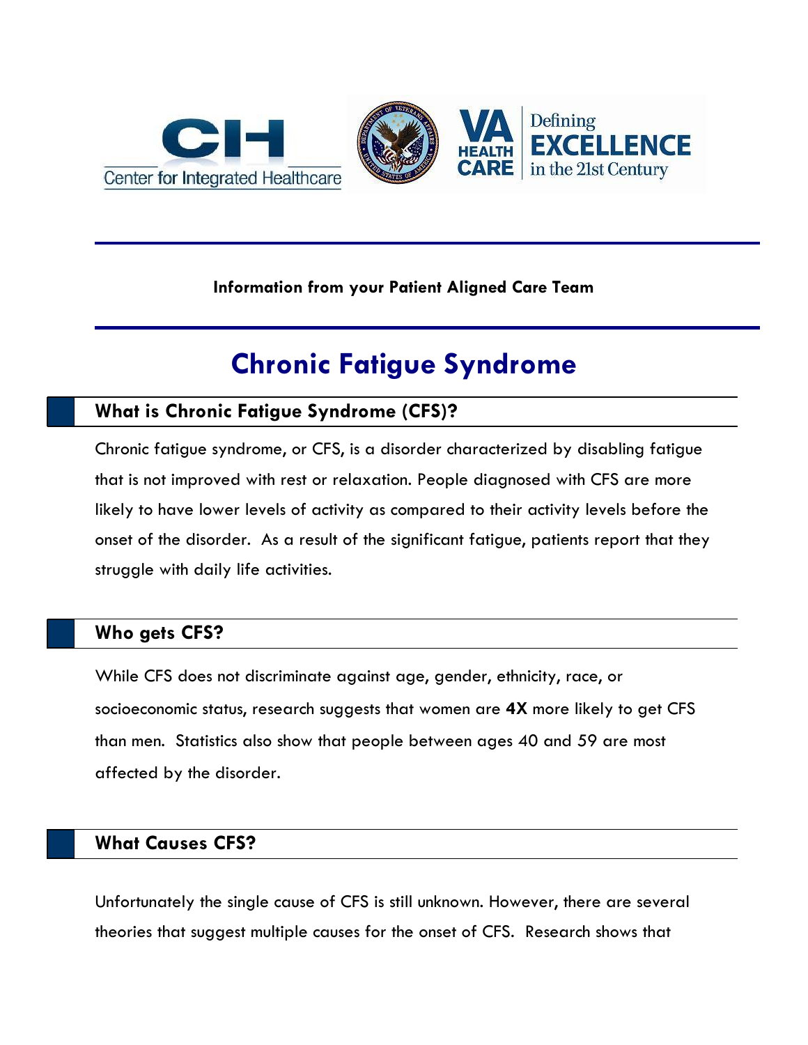Center for Integrated Healthcare

VA HEALTH CARE Defining EXCELLENCE in the 21st Century

**Information from your Patient Aligned Care Team**

# Chronic Fatigue Syndrome

## What is Chronic Fatigue Syndrome (CFS)?

Chronic fatigue syndrome, or CFS, is a disorder characterized by disabling fatigue that is not improved with rest or relaxation. People diagnosed with CFS are more likely to have lower levels of activity as compared to their activity levels before the onset of the disorder. As a result of the significant fatigue, patients report that they struggle with daily life activities.

## Who gets CFS?

While CFS does not discriminate against age, gender, ethnicity, race, or socioeconomic status, research suggests that women are **4X** more likely to get CFS than men. Statistics also show that people between ages 40 and 59 are most affected by the disorder.

## What Causes CFS?

Unfortunately the single cause of CFS is still unknown. However, there are several theories that suggest multiple causes for the onset of CFS. Research shows that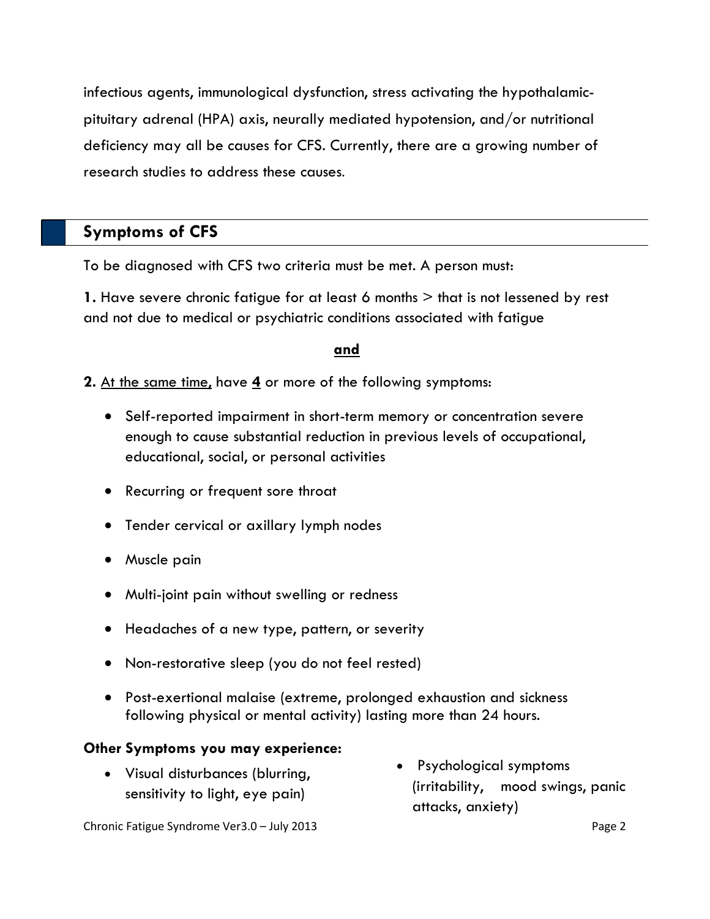infectious agents, immunological dysfunction, stress activating the hypothalamic-pituitary adrenal (HPA) axis, neurally mediated hypotension, and/or nutritional deficiency may all be causes for CFS. Currently, there are a growing number of research studies to address these causes.

## Symptoms of CFS

To be diagnosed with CFS two criteria must be met. A person must:

**1.** Have severe chronic fatigue for at least 6 months > that is not lessened by rest and not due to medical or psychiatric conditions associated with fatigue

**and**

**2.** At the same time, have **4** or more of the following symptoms:

- Self-reported impairment in short-term memory or concentration severe enough to cause substantial reduction in previous levels of occupational, educational, social, or personal activities
- Recurring or frequent sore throat
- Tender cervical or axillary lymph nodes
- Muscle pain
- Multi-joint pain without swelling or redness
- Headaches of a new type, pattern, or severity
- Non-restorative sleep (you do not feel rested)
- Post-exertional malaise (extreme, prolonged exhaustion and sickness following physical or mental activity) lasting more than 24 hours.

**Other Symptoms you may experience:**

- Visual disturbances (blurring, sensitivity to light, eye pain)
- Psychological symptoms (irritability, mood swings, panic attacks, anxiety)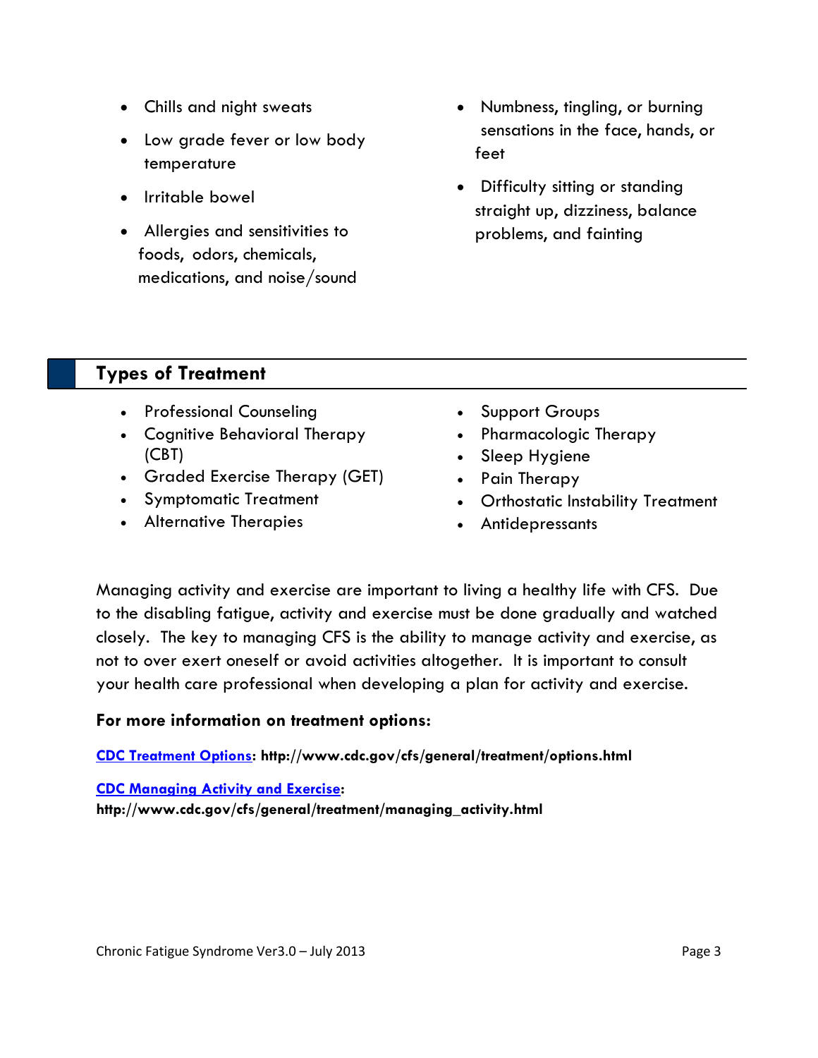- Chills and night sweats
- Low grade fever or low body temperature
- Irritable bowel
- Allergies and sensitivities to foods, odors, chemicals, medications, and noise/sound
- Numbness, tingling, or burning sensations in the face, hands, or feet
- Difficulty sitting or standing straight up, dizziness, balance problems, and fainting

## Types of Treatment

- Professional Counseling
- Cognitive Behavioral Therapy (CBT)
- Graded Exercise Therapy (GET)
- Symptomatic Treatment
- Alternative Therapies
- Support Groups
- Pharmacologic Therapy
- Sleep Hygiene
- Pain Therapy
- Orthostatic Instability Treatment
- Antidepressants

Managing activity and exercise are important to living a healthy life with CFS. Due to the disabling fatigue, activity and exercise must be done gradually and watched closely. The key to managing CFS is the ability to manage activity and exercise, as not to over exert oneself or avoid activities altogether. It is important to consult your health care professional when developing a plan for activity and exercise.

**For more information on treatment options:**

**[CDC Treatment Options](http://www.cdc.gov/cfs/general/treatment/options.html): http://www.cdc.gov/cfs/general/treatment/options.html**

**[CDC Managing Activity and Exercise](http://www.cdc.gov/cfs/general/treatment/managing_activity.html): http://www.cdc.gov/cfs/general/treatment/managing_activity.html**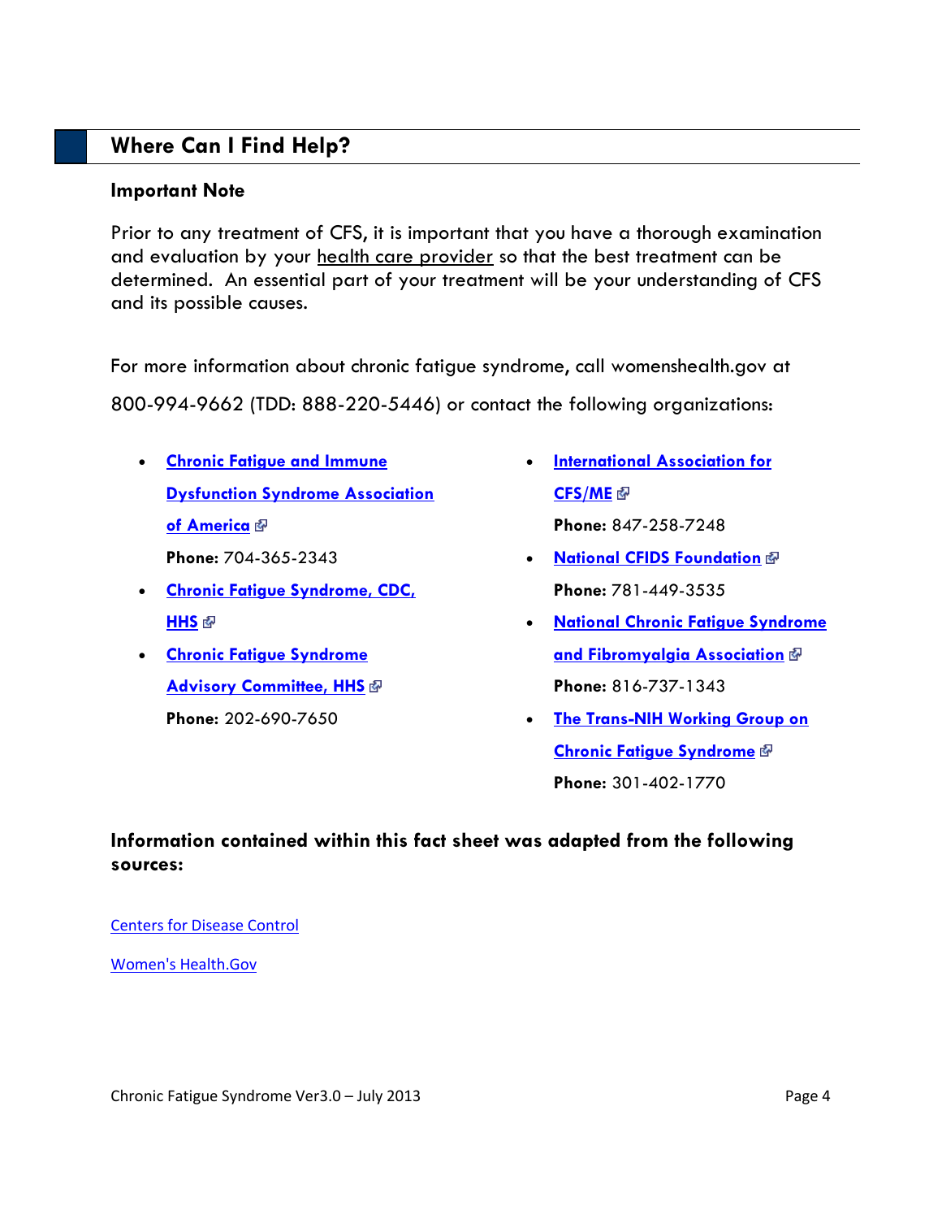## Where Can I Find Help?

**Important Note**

Prior to any treatment of CFS, it is important that you have a thorough examination and evaluation by your health care provider so that the best treatment can be determined. An essential part of your treatment will be your understanding of CFS and its possible causes.

For more information about chronic fatigue syndrome, call womenshealth.gov at 800-994-9662 (TDD: 888-220-5446) or contact the following organizations:

- **Chronic Fatigue and Immune Dysfunction Syndrome Association of America**
  **Phone:** 704-365-2343
- **Chronic Fatigue Syndrome, CDC, HHS**
- **Chronic Fatigue Syndrome Advisory Committee, HHS**
  **Phone:** 202-690-7650
- **International Association for CFS/ME**
  **Phone:** 847-258-7248
- **National CFIDS Foundation**
  **Phone:** 781-449-3535
- **National Chronic Fatigue Syndrome and Fibromyalgia Association**
  **Phone:** 816-737-1343
- **The Trans-NIH Working Group on Chronic Fatigue Syndrome**
  **Phone:** 301-402-1770

**Information contained within this fact sheet was adapted from the following sources:**

Centers for Disease Control

Women's Health.Gov